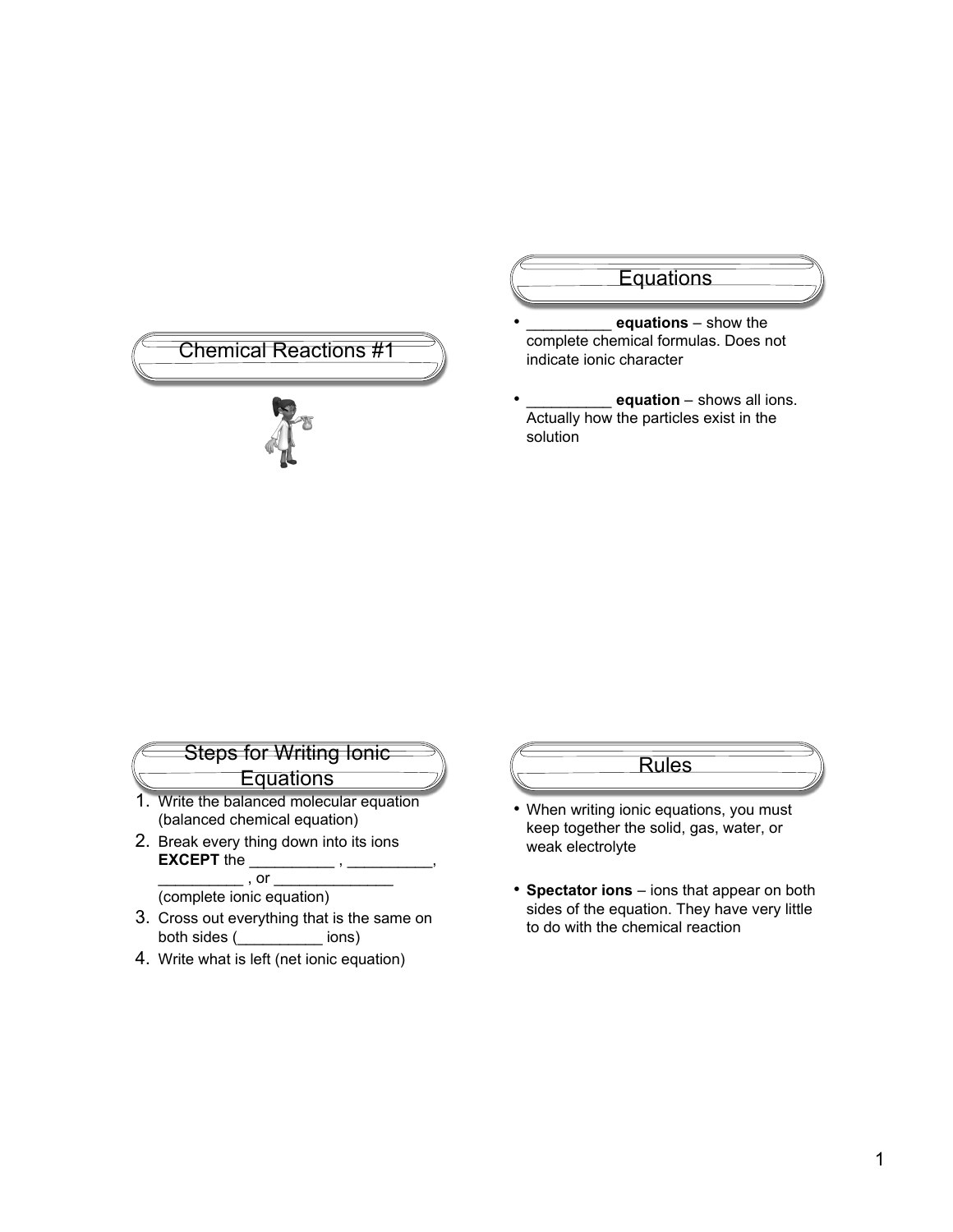# Chemical Reactions #1

## Equations

- __________ **equations** – show the complete chemical formulas. Does not indicate ionic character
- __________ **equation** – shows all ions. Actually how the particles exist in the solution

## Steps for Writing Ionic Equations

1. Write the balanced molecular equation (balanced chemical equation)
2. Break every thing down into its ions **EXCEPT** the __________ , __________, __________ , or ______________ (complete ionic equation)
3. Cross out everything that is the same on both sides (__________ ions)
4. Write what is left (net ionic equation)

## Rules

- When writing ionic equations, you must keep together the solid, gas, water, or weak electrolyte
- **Spectator ions** – ions that appear on both sides of the equation. They have very little to do with the chemical reaction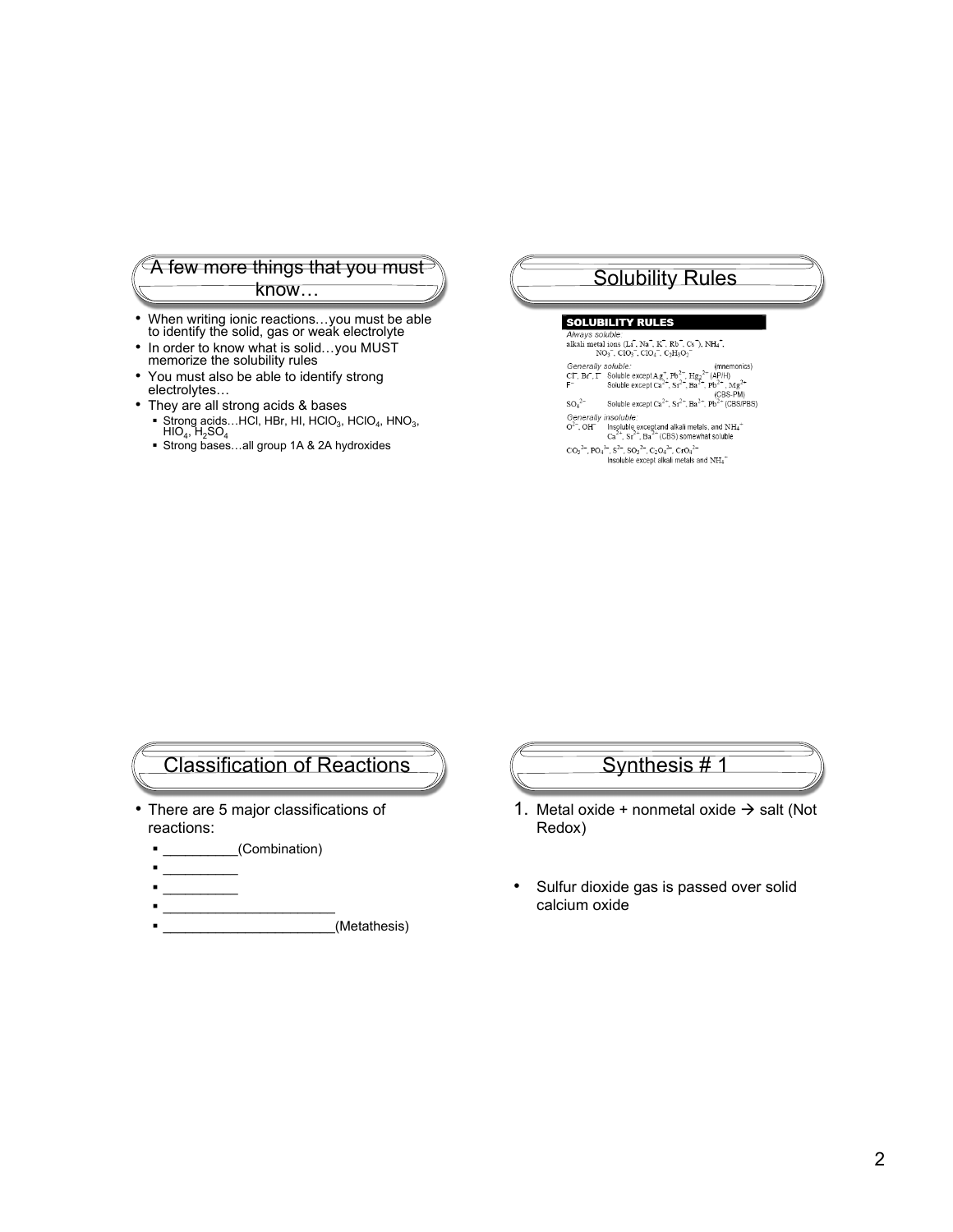## A few more things that you must know…

- When writing ionic reactions…you must be able to identify the solid, gas or weak electrolyte
- In order to know what is solid…you MUST memorize the solubility rules
- You must also be able to identify strong electrolytes…
- They are all strong acids & bases
  - Strong acids…HCl, HBr, HI, $HClO_3$, $HClO_4$, $HNO_3$, $HIO_4$, $H_2SO_4$
  - Strong bases…all group 1A & 2A hydroxides

## Solubility Rules

**SOLUBILITY RULES**

*Always soluble:*
alkali metal ions ($Li^+$, $Na^+$, $K^+$, $Rb^+$, $Cs^+$), $NH_4^+$, $NO_3^-$, $ClO_3^-$, $ClO_4^-$, $C_2H_3O_2^-$

*Generally soluble:* (mnemonics)
$Cl^-$, $Br^-$, $I^-$ Soluble except $Ag^+$, $Pb^{2+}$, $Hg_2^{2+}$ (AP/H)
$F^-$ Soluble except $Ca^{2+}$, $Sr^{2+}$, $Ba^{2+}$, $Pb^{2+}$, $Mg^{2+}$ (CBS-PM)
$SO_4^{2-}$ Soluble except $Ca^{2+}$, $Sr^{2+}$, $Ba^{2+}$, $Pb^{2+}$ (CBS/PBS)

*Generally insoluble:*
$O^{2-}$, $OH^-$ Insoluble except alkali metals, and $NH_4^+$; $Ca^{2+}$, $Sr^{2+}$, $Ba^{2+}$ (CBS) somewhat soluble
$CO_3^{2-}$, $PO_4^{3-}$, $S^{2-}$, $SO_3^{2-}$, $C_2O_4^{2-}$, $CrO_4^{2-}$ Insoluble except alkali metals and $NH_4^+$

## Classification of Reactions

- There are 5 major classifications of reactions:
  - _________(Combination)
  - _________
  - _________
  - _____________________
  - _____________________(Metathesis)

## Synthesis # 1

1. Metal oxide + nonmetal oxide → salt (Not Redox)

- Sulfur dioxide gas is passed over solid calcium oxide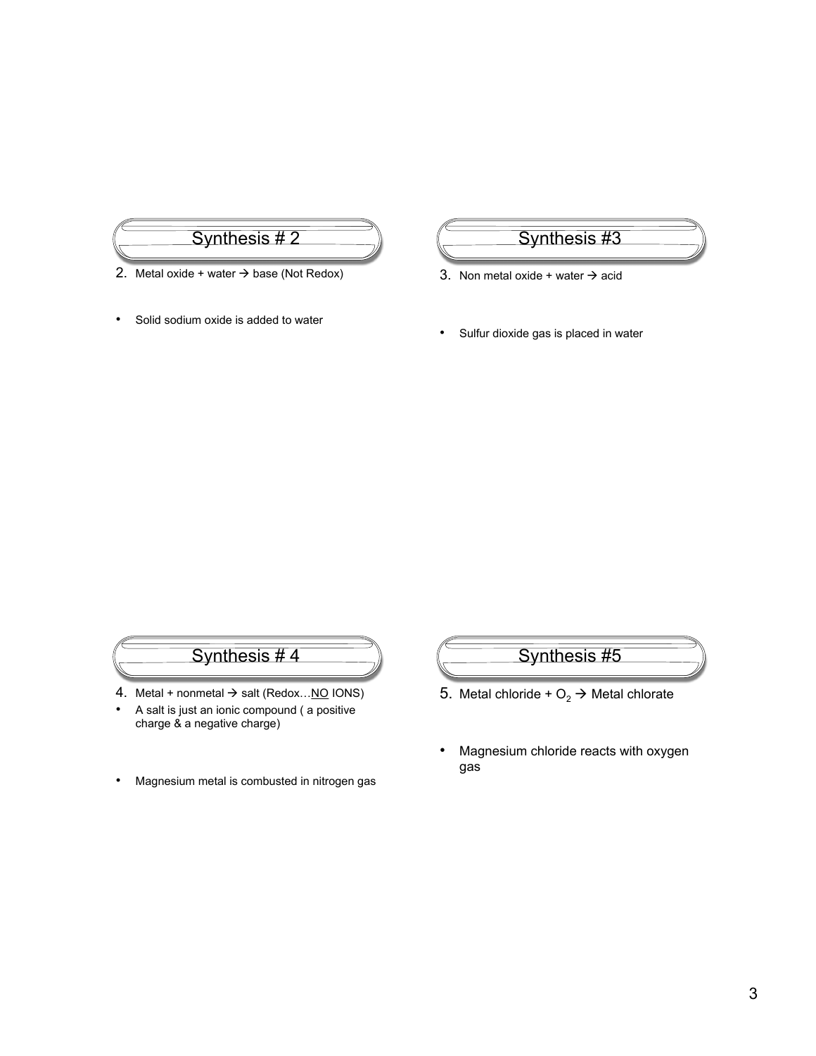## Synthesis # 2

2. Metal oxide + water → base (Not Redox)

- Solid sodium oxide is added to water

## Synthesis #3

3. Non metal oxide + water → acid

- Sulfur dioxide gas is placed in water

## Synthesis # 4

4. Metal + nonmetal → salt (Redox…NO IONS)

- A salt is just an ionic compound ( a positive charge & a negative charge)
- Magnesium metal is combusted in nitrogen gas

## Synthesis #5

5. Metal chloride + $O_2$ → Metal chlorate

- Magnesium chloride reacts with oxygen gas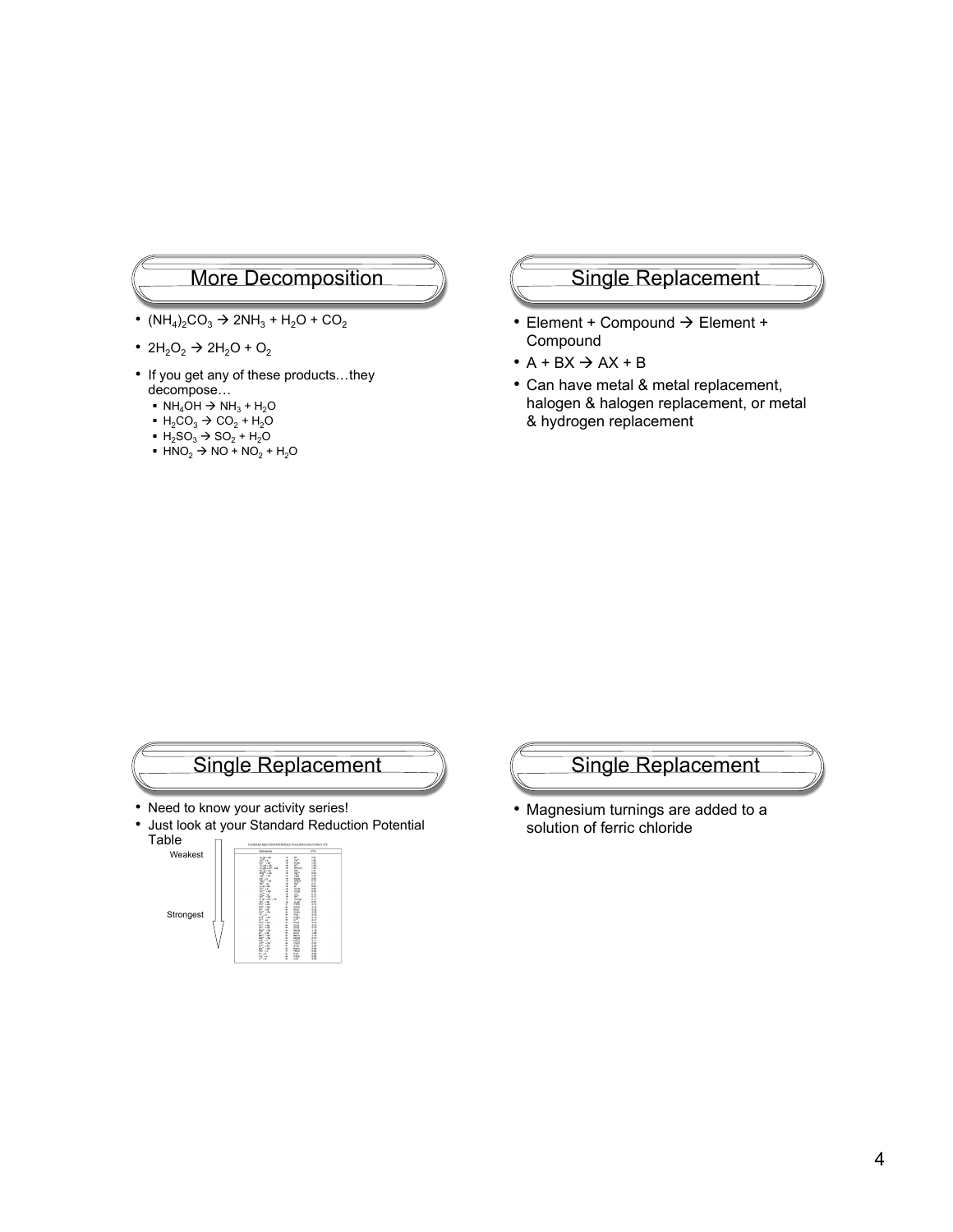## More Decomposition

- $(NH_4)_2CO_3 \rightarrow 2NH_3 + H_2O + CO_2$
- $2H_2O_2 \rightarrow 2H_2O + O_2$
- If you get any of these products…they decompose…
  - $NH_4OH \rightarrow NH_3 + H_2O$
  - $H_2CO_3 \rightarrow CO_2 + H_2O$
  - $H_2SO_3 \rightarrow SO_2 + H_2O$
  - $HNO_2 \rightarrow NO + NO_2 + H_2O$

## Single Replacement

- Element + Compound → Element + Compound
- A + BX → AX + B
- Can have metal & metal replacement, halogen & halogen replacement, or metal & hydrogen replacement

## Single Replacement

- Need to know your activity series!
- Just look at your Standard Reduction Potential Table

Weakest

Strongest

## Single Replacement

- Magnesium turnings are added to a solution of ferric chloride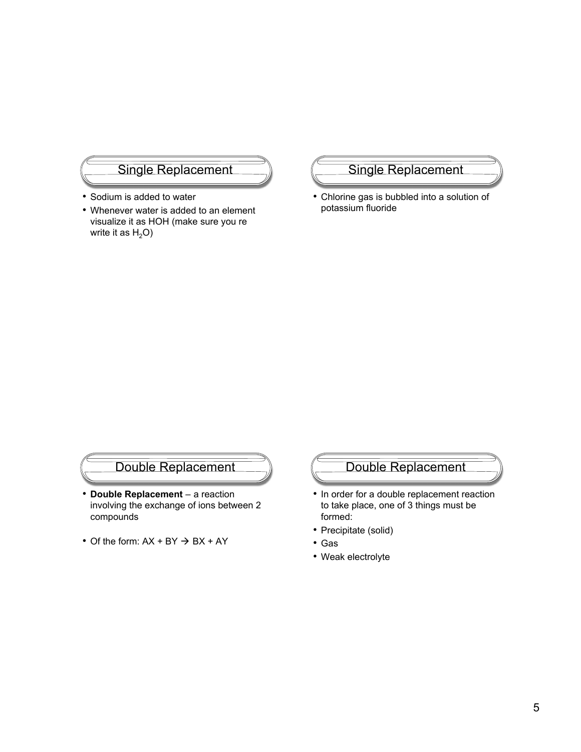## Single Replacement

- Sodium is added to water
- Whenever water is added to an element visualize it as HOH (make sure you re write it as $H_2O$)

## Single Replacement

- Chlorine gas is bubbled into a solution of potassium fluoride

## Double Replacement

- **Double Replacement** – a reaction involving the exchange of ions between 2 compounds
- Of the form: AX + BY → BX + AY

## Double Replacement

- In order for a double replacement reaction to take place, one of 3 things must be formed:
- Precipitate (solid)
- Gas
- Weak electrolyte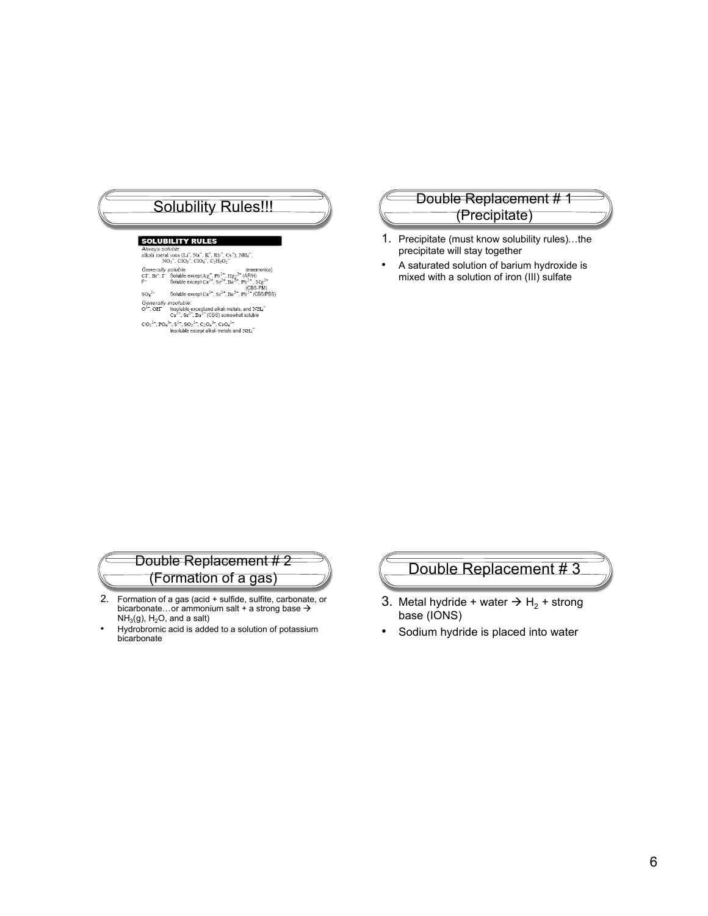## Solubility Rules!!!

**SOLUBILITY RULES**

*Always soluble:*
alkali metal ions ($Li^+$, $Na^+$, $K^+$, $Rb^+$, $Cs^+$), $NH_4^+$, $NO_3^-$, $ClO_3^-$, $ClO_4^-$, $C_2H_3O_2^-$

*Generally soluble:* (mnemonics)

| Ion | Rule |
| --- | --- |
| $Cl^-$, $Br^-$, $I^-$ | Soluble except $Ag^+$, $Pb^{2+}$, $Hg_2^{2+}$ (AP/H) |
| $F^-$ | Soluble except $Ca^{2+}$, $Sr^{2+}$, $Ba^{2+}$, $Pb^{2+}$, $Mg^{2+}$ (CBS-PM) |
| $SO_4^{2-}$ | Soluble except $Ca^{2+}$, $Sr^{2+}$, $Ba^{2+}$, $Pb^{2+}$ (CBS/PBS) |

*Generally insoluble:*

| Ion | Rule |
| --- | --- |
| $O^{2-}$, $OH^-$ | Insoluble except and alkali metals, and $NH_4^+$; $Ca^{2+}$, $Sr^{2+}$, $Ba^{2+}$ (CBS) somewhat soluble |
| $CO_3^{2-}$, $PO_4^{3-}$, $S^{2-}$, $SO_3^{2-}$, $C_2O_4^{2-}$, $CrO_4^{2-}$ | Insoluble except alkali metals and $NH_4^+$ |

## Double Replacement # 1 (Precipitate)

1. Precipitate (must know solubility rules)…the precipitate will stay together

- A saturated solution of barium hydroxide is mixed with a solution of iron (III) sulfate

## Double Replacement # 2 (Formation of a gas)

2. Formation of a gas (acid + sulfide, sulfite, carbonate, or bicarbonate…or ammonium salt + a strong base → $NH_3(g)$, $H_2O$, and a salt)

- Hydrobromic acid is added to a solution of potassium bicarbonate

## Double Replacement # 3

3. Metal hydride + water → $H_2$ + strong base (IONS)

- Sodium hydride is placed into water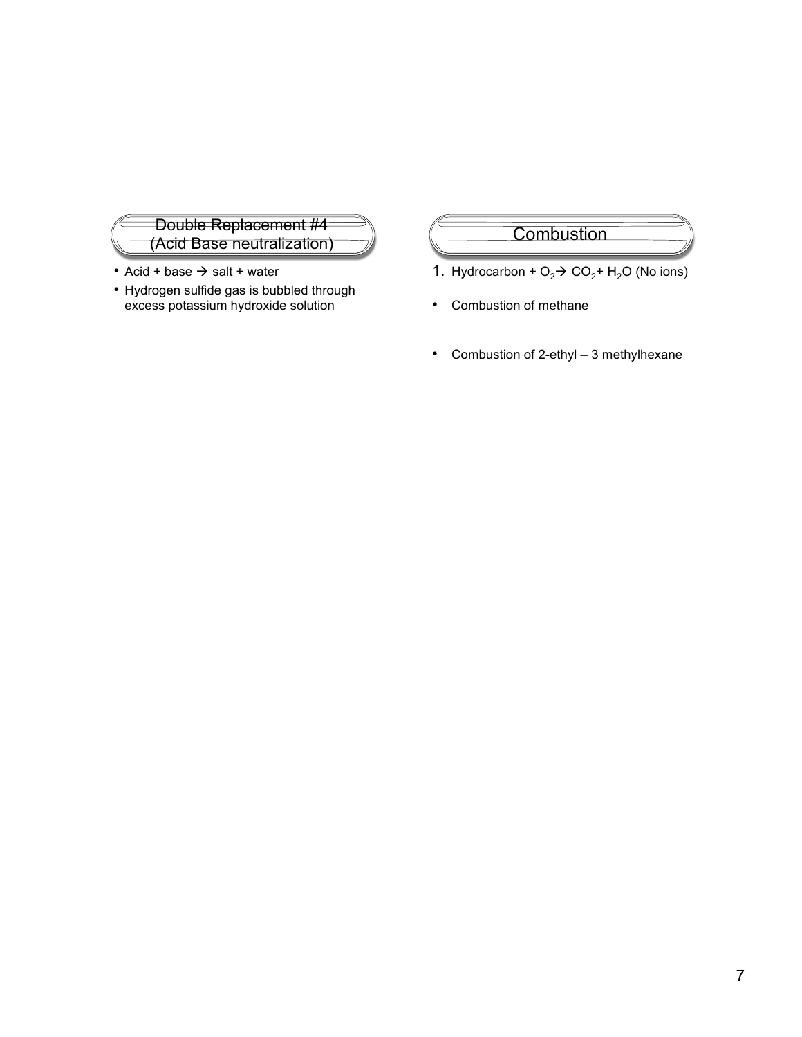## Double Replacement #4 (Acid Base neutralization)

- Acid + base → salt + water
- Hydrogen sulfide gas is bubbled through excess potassium hydroxide solution

## Combustion

1. Hydrocarbon + $O_2$ → $CO_2$ + $H_2O$ (No ions)

- Combustion of methane
- Combustion of 2-ethyl – 3 methylhexane